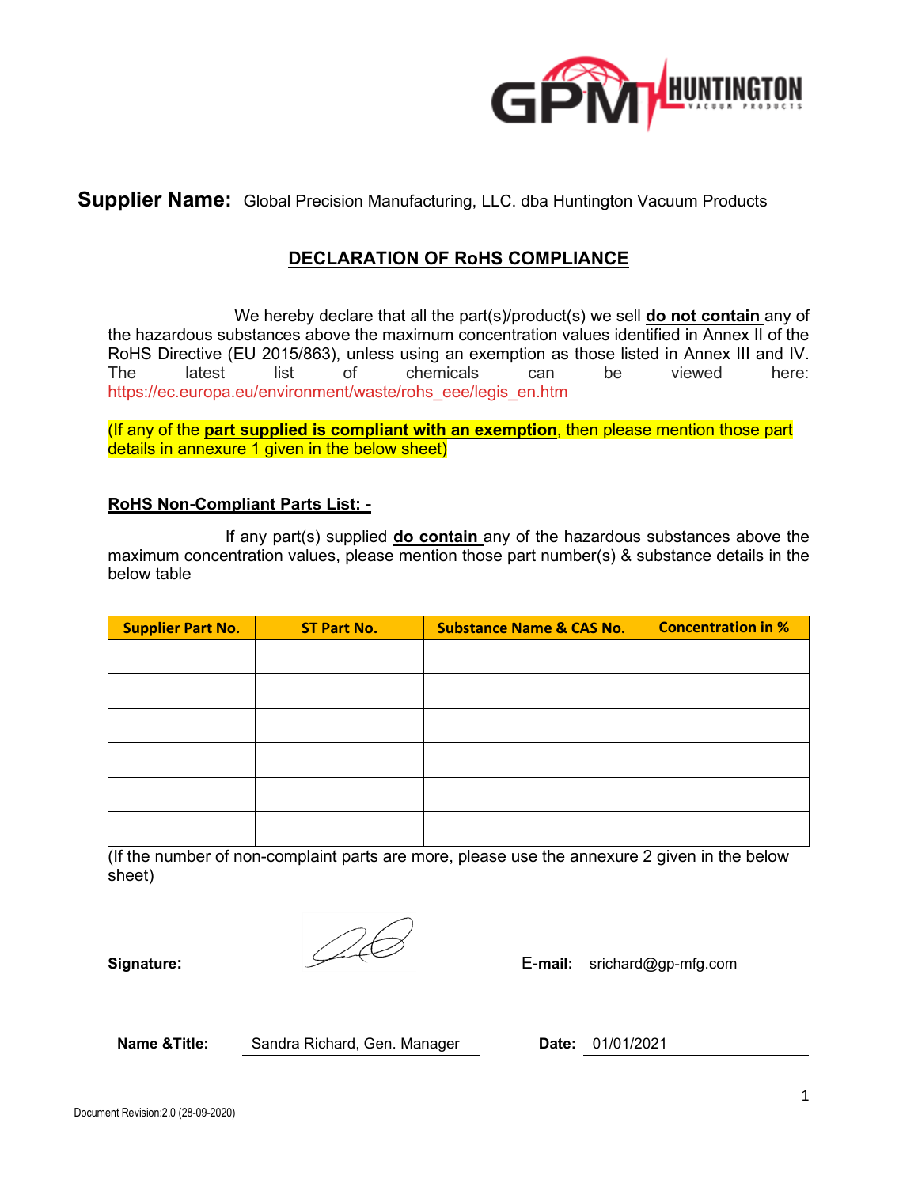**Supplier Name:** Global Precision Manufacturing, LLC. dba Huntington Vacuum Products

## DECLARATION OF RoHS COMPLIANCE

We hereby declare that all the part(s)/product(s) we sell **do not contain** any of the hazardous substances above the maximum concentration values identified in Annex II of the RoHS Directive (EU 2015/863), unless using an exemption as those listed in Annex III and IV. The latest list of chemicals can be viewed here: https://ec.europa.eu/environment/waste/rohs_eee/legis_en.htm

(If any of the **part supplied is compliant with an exemption**, then please mention those part details in annexure 1 given in the below sheet)

**RoHS Non-Compliant Parts List: -**

If any part(s) supplied **do contain** any of the hazardous substances above the maximum concentration values, please mention those part number(s) & substance details in the below table

| Supplier Part No. | ST Part No. | Substance Name & CAS No. | Concentration in % |
|---|---|---|---|
| | | | |
| | | | |
| | | | |
| | | | |
| | | | |
| | | | |

(If the number of non-complaint parts are more, please use the annexure 2 given in the below sheet)

**Signature:** [signature] **E-mail:** srichard@gp-mfg.com

**Name &Title:** Sandra Richard, Gen. Manager **Date:** 01/01/2021

Document Revision:2.0 (28-09-2020)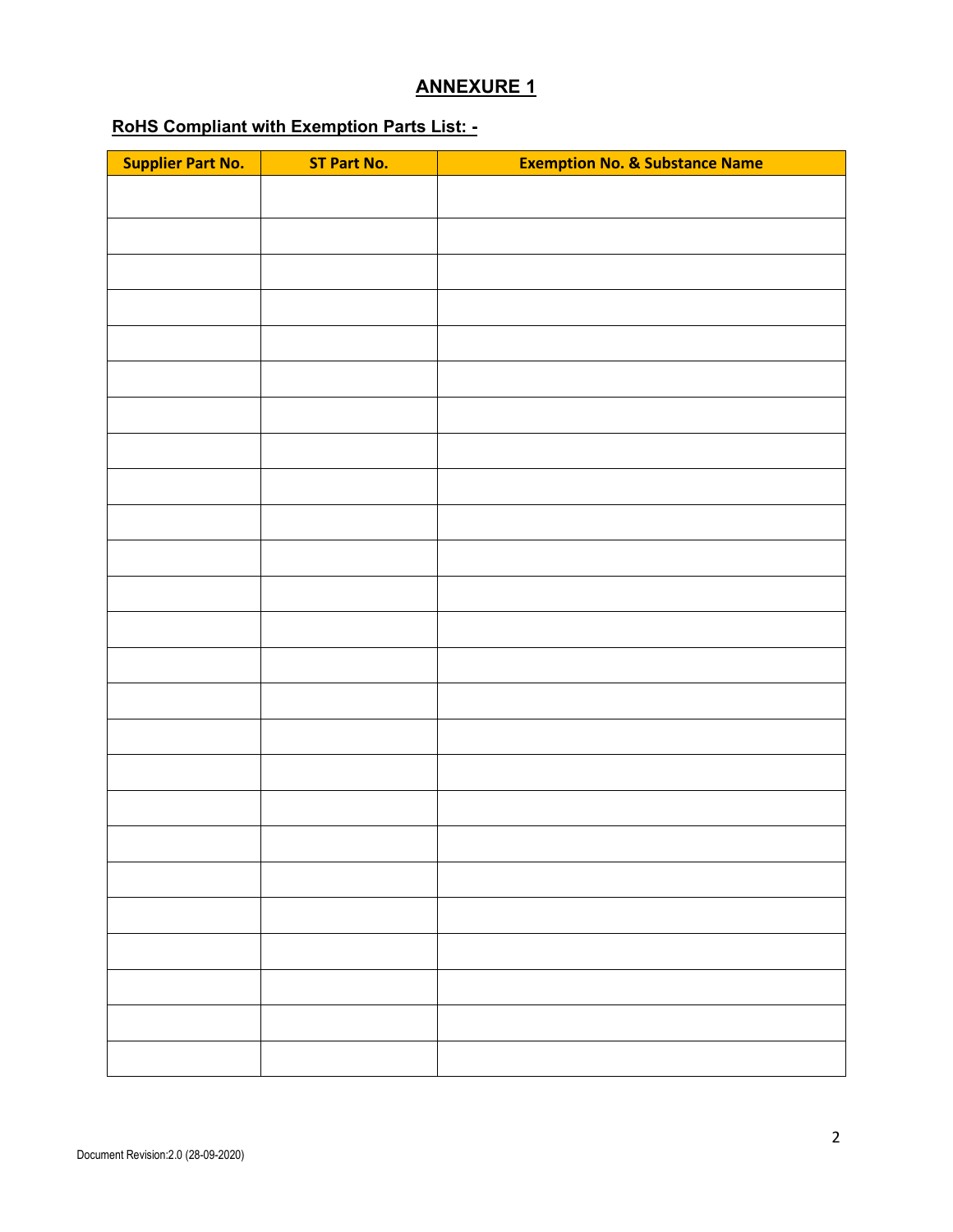# ANNEXURE 1

## RoHS Compliant with Exemption Parts List: -

| Supplier Part No. | ST Part No. | Exemption No. & Substance Name |
| --- | --- | --- |
| | | |
| | | |
| | | |
| | | |
| | | |
| | | |
| | | |
| | | |
| | | |
| | | |
| | | |
| | | |
| | | |
| | | |
| | | |
| | | |
| | | |
| | | |
| | | |
| | | |
| | | |
| | | |
| | | |
| | | |
| | | |

Document Revision:2.0 (28-09-2020)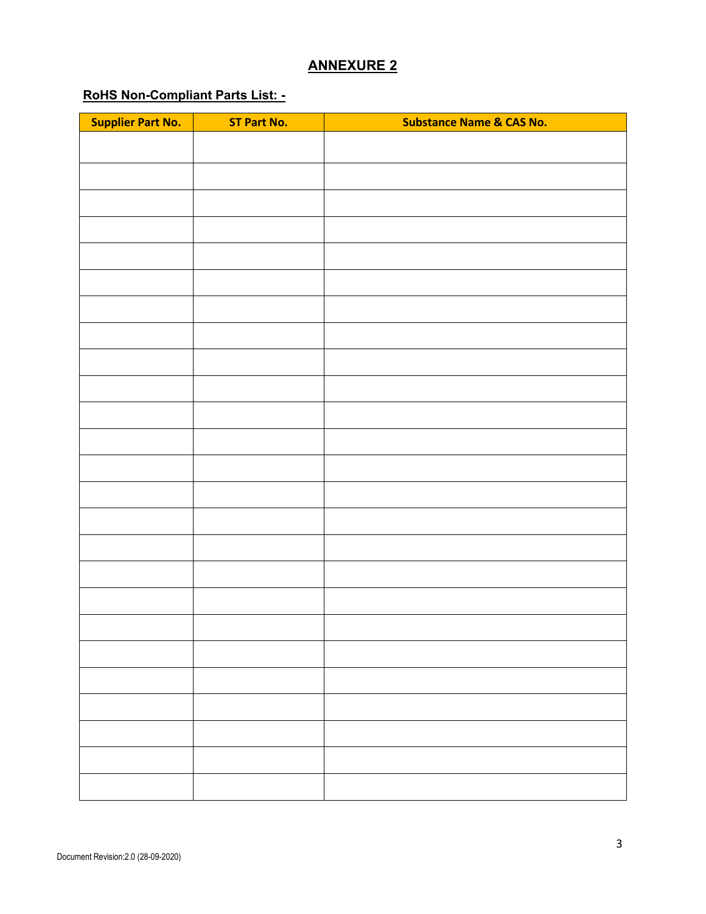# ANNEXURE 2

## RoHS Non-Compliant Parts List: -

| Supplier Part No. | ST Part No. | Substance Name & CAS No. |
|---|---|---|
| | | |
| | | |
| | | |
| | | |
| | | |
| | | |
| | | |
| | | |
| | | |
| | | |
| | | |
| | | |
| | | |
| | | |
| | | |
| | | |
| | | |
| | | |
| | | |
| | | |
| | | |
| | | |
| | | |
| | | |
| | | |

Document Revision:2.0 (28-09-2020)